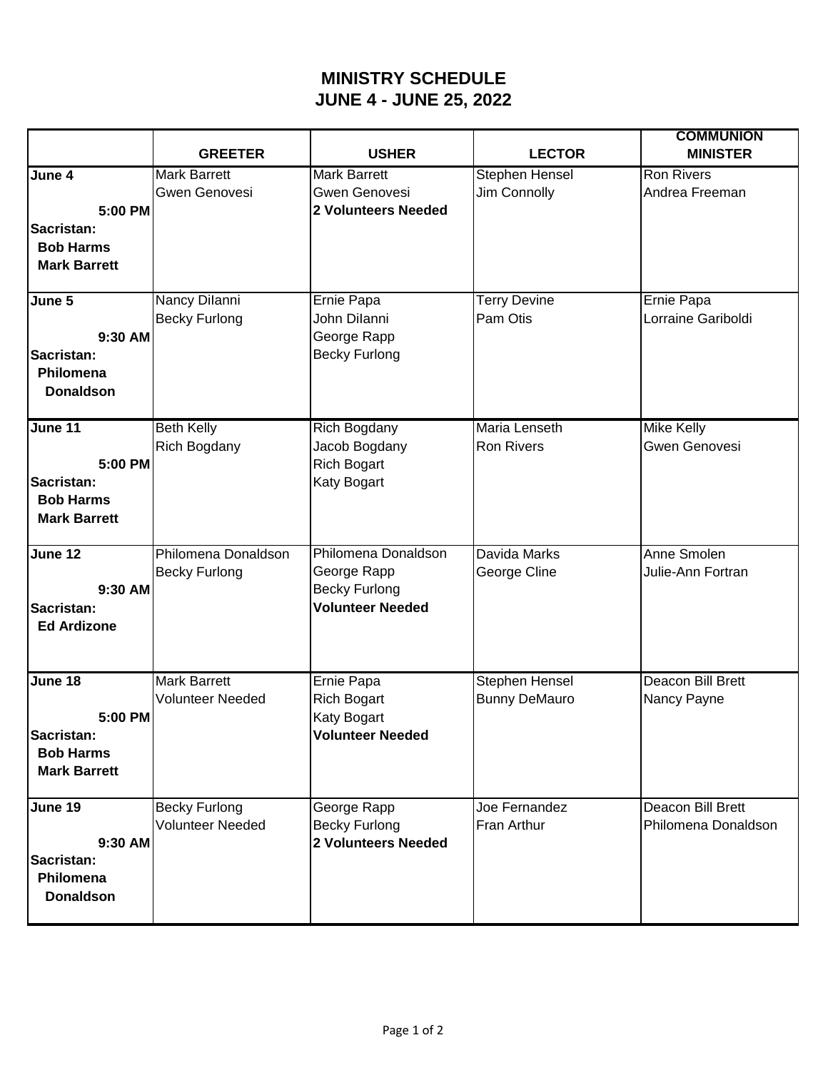# MINISTRY SCHEDULE
## JUNE 4 - JUNE 25, 2022

| | GREETER | USHER | LECTOR | COMMUNION MINISTER |
|---|---|---|---|---|
| **June 4**<br>**5:00 PM**<br>**Sacristan:**<br>**Bob Harms**<br>**Mark Barrett** | Mark Barrett<br>Gwen Genovesi | Mark Barrett<br>Gwen Genovesi<br>**2 Volunteers Needed** | Stephen Hensel<br>Jim Connolly | Ron Rivers<br>Andrea Freeman |
| **June 5**<br>**9:30 AM**<br>**Sacristan:**<br>**Philomena Donaldson** | Nancy DiIanni<br>Becky Furlong | Ernie Papa<br>John DiIanni<br>George Rapp<br>Becky Furlong | Terry Devine<br>Pam Otis | Ernie Papa<br>Lorraine Gariboldi |
| **June 11**<br>**5:00 PM**<br>**Sacristan:**<br>**Bob Harms**<br>**Mark Barrett** | Beth Kelly<br>Rich Bogdany | Rich Bogdany<br>Jacob Bogdany<br>Rich Bogart<br>Katy Bogart | Maria Lenseth<br>Ron Rivers | Mike Kelly<br>Gwen Genovesi |
| **June 12**<br>**9:30 AM**<br>**Sacristan:**<br>**Ed Ardizone** | Philomena Donaldson<br>Becky Furlong | Philomena Donaldson<br>George Rapp<br>Becky Furlong<br>**Volunteer Needed** | Davida Marks<br>George Cline | Anne Smolen<br>Julie-Ann Fortran |
| **June 18**<br>**5:00 PM**<br>**Sacristan:**<br>**Bob Harms**<br>**Mark Barrett** | Mark Barrett<br>Volunteer Needed | Ernie Papa<br>Rich Bogart<br>Katy Bogart<br>**Volunteer Needed** | Stephen Hensel<br>Bunny DeMauro | Deacon Bill Brett<br>Nancy Payne |
| **June 19**<br>**9:30 AM**<br>**Sacristan:**<br>**Philomena Donaldson** | Becky Furlong<br>Volunteer Needed | George Rapp<br>Becky Furlong<br>**2 Volunteers Needed** | Joe Fernandez<br>Fran Arthur | Deacon Bill Brett<br>Philomena Donaldson |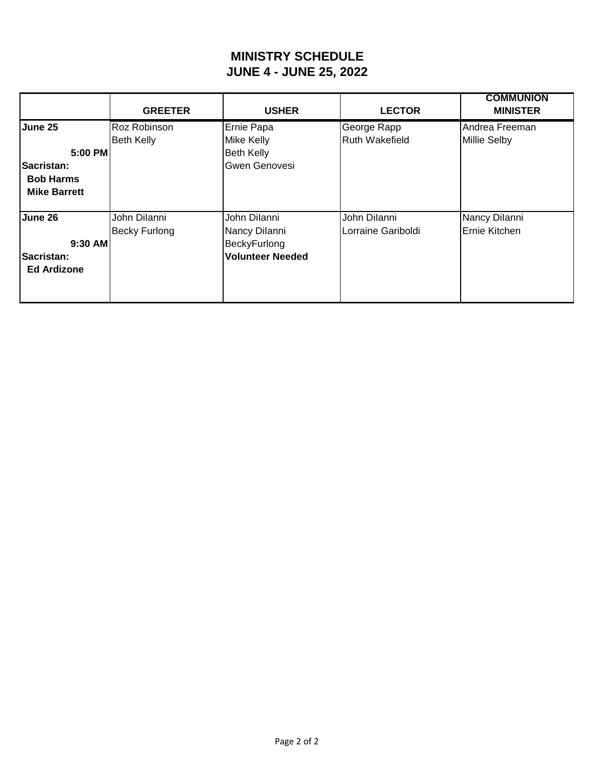# MINISTRY SCHEDULE
## JUNE 4 - JUNE 25, 2022

| | GREETER | USHER | LECTOR | COMMUNION MINISTER |
|---|---|---|---|---|
| **June 25**<br>**5:00 PM**<br>**Sacristan:**<br>**Bob Harms**<br>**Mike Barrett** | Roz Robinson<br>Beth Kelly | Ernie Papa<br>Mike Kelly<br>Beth Kelly<br>Gwen Genovesi | George Rapp<br>Ruth Wakefield | Andrea Freeman<br>Millie Selby |
| **June 26**<br>**9:30 AM**<br>**Sacristan:**<br>**Ed Ardizone** | John DiIanni<br>Becky Furlong | John DiIanni<br>Nancy DiIanni<br>BeckyFurlong<br>**Volunteer Needed** | John DiIanni<br>Lorraine Gariboldi | Nancy DiIanni<br>Ernie Kitchen |